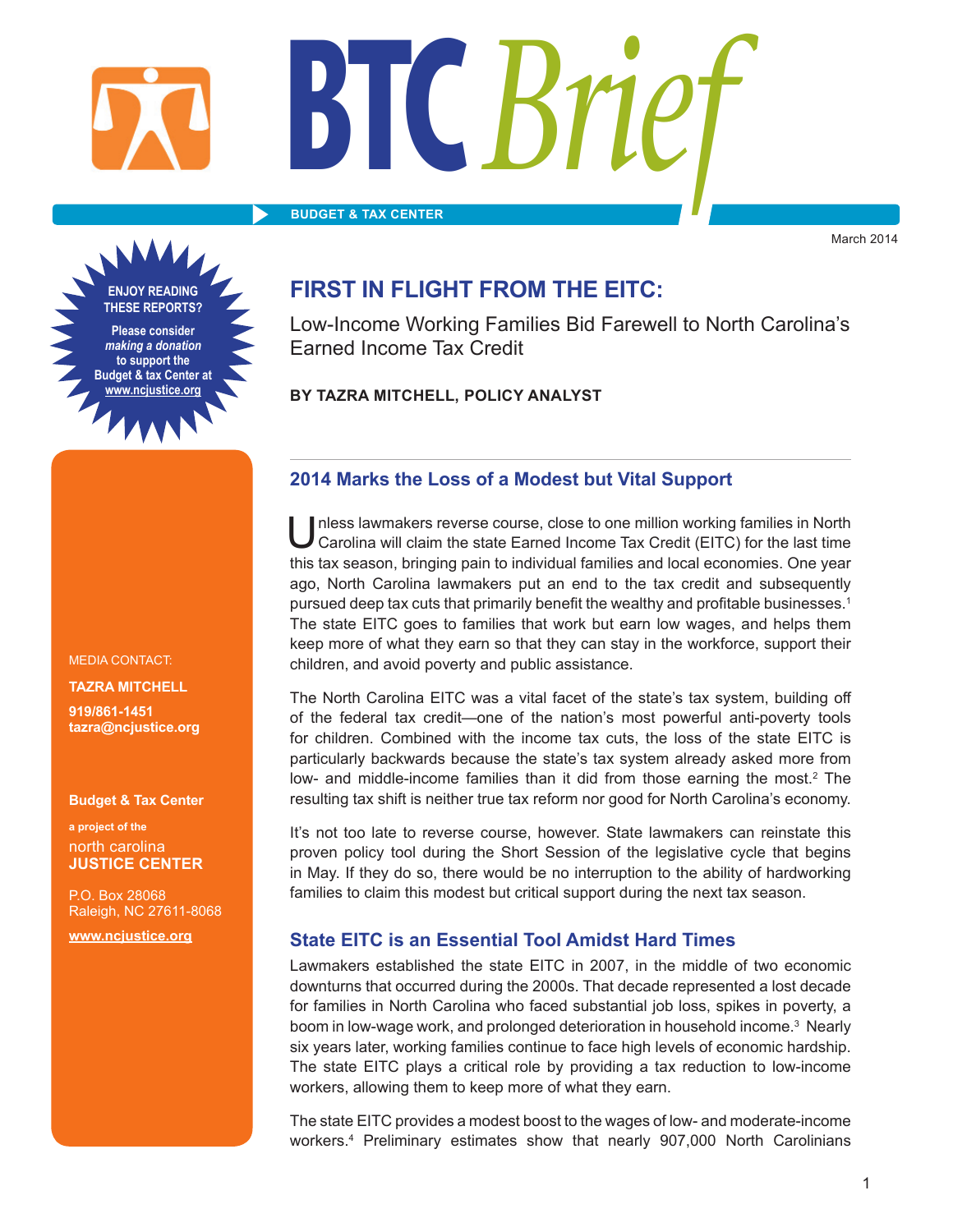# BTC Brief

**BUDGET & TAX CENTER**

March 2014

**ENJOY READING THESE REPORTS?**

**Please consider *making a donation* to support the Budget & tax Center at www.ncjustice.org**

## FIRST IN FLIGHT FROM THE EITC:

Low-Income Working Families Bid Farewell to North Carolina's Earned Income Tax Credit

**BY TAZRA MITCHELL, POLICY ANALYST**

### 2014 Marks the Loss of a Modest but Vital Support

Unless lawmakers reverse course, close to one million working families in North Carolina will claim the state Earned Income Tax Credit (EITC) for the last time this tax season, bringing pain to individual families and local economies. One year ago, North Carolina lawmakers put an end to the tax credit and subsequently pursued deep tax cuts that primarily benefit the wealthy and profitable businesses.[1] The state EITC goes to families that work but earn low wages, and helps them keep more of what they earn so that they can stay in the workforce, support their children, and avoid poverty and public assistance.

The North Carolina EITC was a vital facet of the state's tax system, building off of the federal tax credit—one of the nation's most powerful anti-poverty tools for children. Combined with the income tax cuts, the loss of the state EITC is particularly backwards because the state's tax system already asked more from low- and middle-income families than it did from those earning the most.[2] The resulting tax shift is neither true tax reform nor good for North Carolina's economy.

It's not too late to reverse course, however. State lawmakers can reinstate this proven policy tool during the Short Session of the legislative cycle that begins in May. If they do so, there would be no interruption to the ability of hardworking families to claim this modest but critical support during the next tax season.

### State EITC is an Essential Tool Amidst Hard Times

Lawmakers established the state EITC in 2007, in the middle of two economic downturns that occurred during the 2000s. That decade represented a lost decade for families in North Carolina who faced substantial job loss, spikes in poverty, a boom in low-wage work, and prolonged deterioration in household income.[3] Nearly six years later, working families continue to face high levels of economic hardship. The state EITC plays a critical role by providing a tax reduction to low-income workers, allowing them to keep more of what they earn.

The state EITC provides a modest boost to the wages of low- and moderate-income workers.[4] Preliminary estimates show that nearly 907,000 North Carolinians

MEDIA CONTACT:

**TAZRA MITCHELL**

**919/861-1451**
**tazra@ncjustice.org**

**Budget & Tax Center**

**a project of the**
north carolina
**JUSTICE CENTER**

P.O. Box 28068
Raleigh, NC 27611-8068

**www.ncjustice.org**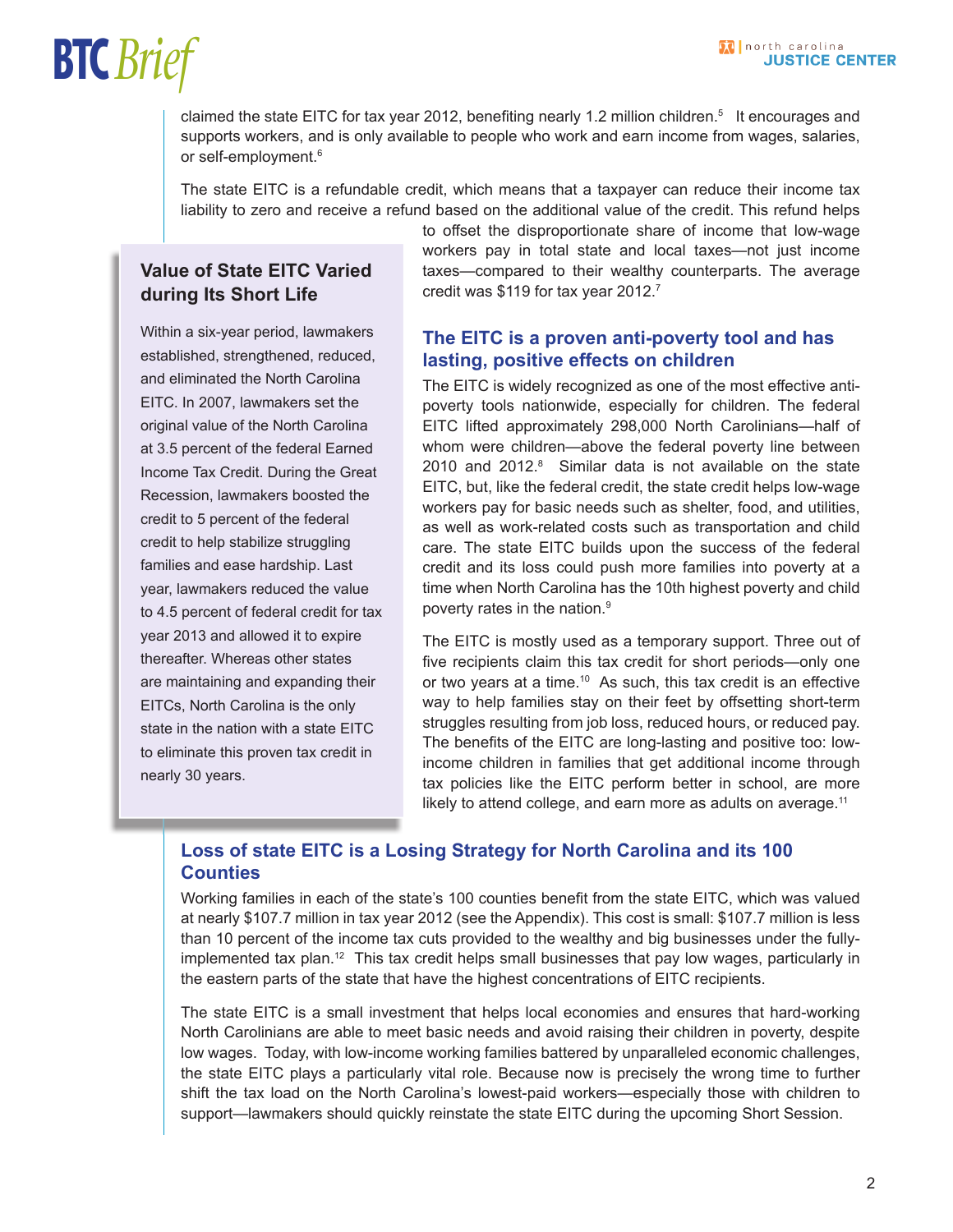claimed the state EITC for tax year 2012, benefiting nearly 1.2 million children.[5] It encourages and supports workers, and is only available to people who work and earn income from wages, salaries, or self-employment.[6]

The state EITC is a refundable credit, which means that a taxpayer can reduce their income tax liability to zero and receive a refund based on the additional value of the credit. This refund helps to offset the disproportionate share of income that low-wage workers pay in total state and local taxes—not just income taxes—compared to their wealthy counterparts. The average credit was $119 for tax year 2012.[7]

### Value of State EITC Varied during Its Short Life

Within a six-year period, lawmakers established, strengthened, reduced, and eliminated the North Carolina EITC. In 2007, lawmakers set the original value of the North Carolina at 3.5 percent of the federal Earned Income Tax Credit. During the Great Recession, lawmakers boosted the credit to 5 percent of the federal credit to help stabilize struggling families and ease hardship. Last year, lawmakers reduced the value to 4.5 percent of federal credit for tax year 2013 and allowed it to expire thereafter. Whereas other states are maintaining and expanding their EITCs, North Carolina is the only state in the nation with a state EITC to eliminate this proven tax credit in nearly 30 years.

## The EITC is a proven anti-poverty tool and has lasting, positive effects on children

The EITC is widely recognized as one of the most effective anti-poverty tools nationwide, especially for children. The federal EITC lifted approximately 298,000 North Carolinians—half of whom were children—above the federal poverty line between 2010 and 2012.[8] Similar data is not available on the state EITC, but, like the federal credit, the state credit helps low-wage workers pay for basic needs such as shelter, food, and utilities, as well as work-related costs such as transportation and child care. The state EITC builds upon the success of the federal credit and its loss could push more families into poverty at a time when North Carolina has the 10th highest poverty and child poverty rates in the nation.[9]

The EITC is mostly used as a temporary support. Three out of five recipients claim this tax credit for short periods—only one or two years at a time.[10] As such, this tax credit is an effective way to help families stay on their feet by offsetting short-term struggles resulting from job loss, reduced hours, or reduced pay. The benefits of the EITC are long-lasting and positive too: low-income children in families that get additional income through tax policies like the EITC perform better in school, are more likely to attend college, and earn more as adults on average.[11]

## Loss of state EITC is a Losing Strategy for North Carolina and its 100 Counties

Working families in each of the state's 100 counties benefit from the state EITC, which was valued at nearly $107.7 million in tax year 2012 (see the Appendix). This cost is small: $107.7 million is less than 10 percent of the income tax cuts provided to the wealthy and big businesses under the fully-implemented tax plan.[12] This tax credit helps small businesses that pay low wages, particularly in the eastern parts of the state that have the highest concentrations of EITC recipients.

The state EITC is a small investment that helps local economies and ensures that hard-working North Carolinians are able to meet basic needs and avoid raising their children in poverty, despite low wages. Today, with low-income working families battered by unparalleled economic challenges, the state EITC plays a particularly vital role. Because now is precisely the wrong time to further shift the tax load on the North Carolina's lowest-paid workers—especially those with children to support—lawmakers should quickly reinstate the state EITC during the upcoming Short Session.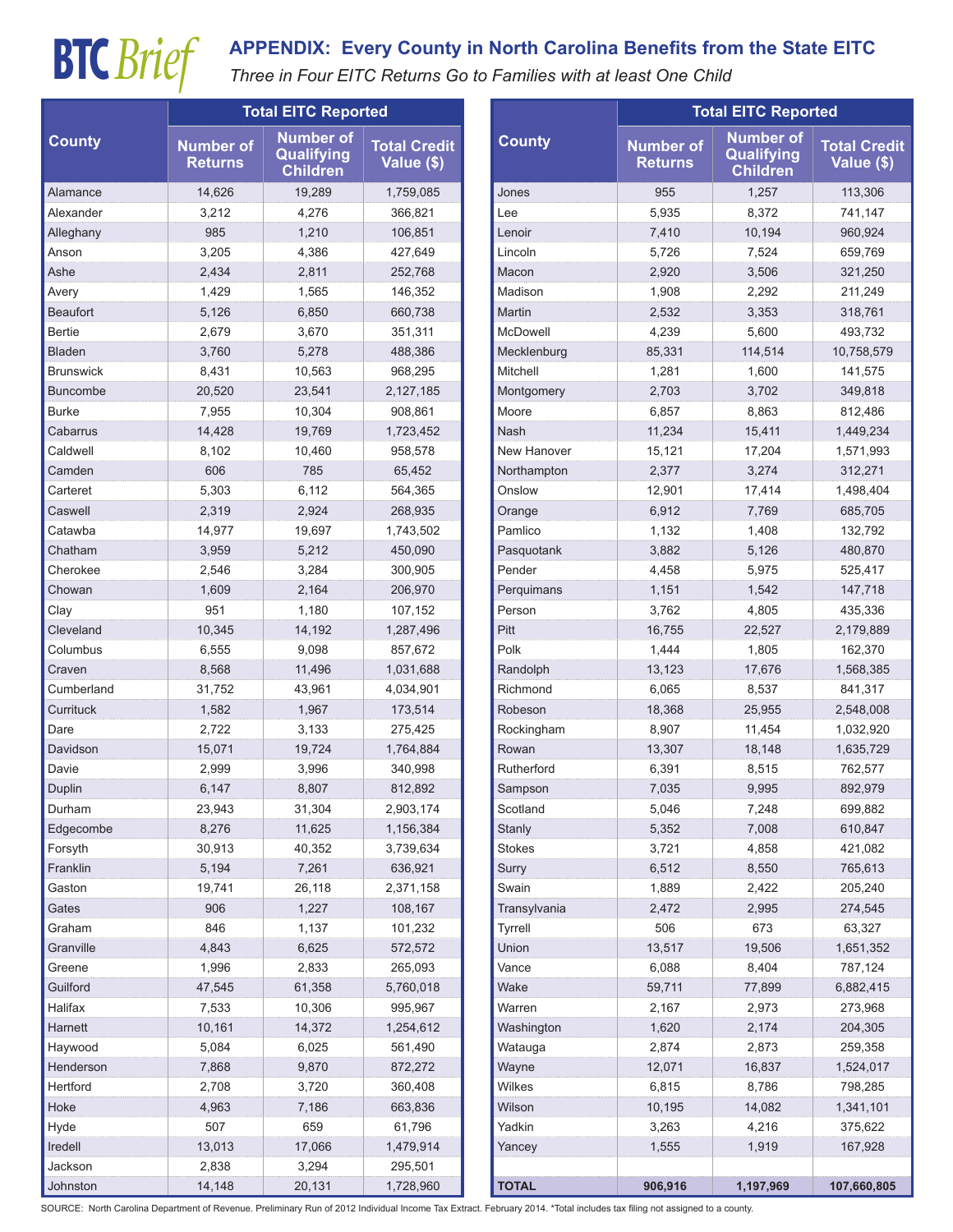BTC *Brief*

## APPENDIX: Every County in North Carolina Benefits from the State EITC

*Three in Four EITC Returns Go to Families with at least One Child*

| County | Total EITC Reported | | |
|---|---|---|---|
| | Number of Returns | Number of Qualifying Children | Total Credit Value ($) |
| Alamance | 14,626 | 19,289 | 1,759,085 |
| Alexander | 3,212 | 4,276 | 366,821 |
| Alleghany | 985 | 1,210 | 106,851 |
| Anson | 3,205 | 4,386 | 427,649 |
| Ashe | 2,434 | 2,811 | 252,768 |
| Avery | 1,429 | 1,565 | 146,352 |
| Beaufort | 5,126 | 6,850 | 660,738 |
| Bertie | 2,679 | 3,670 | 351,311 |
| Bladen | 3,760 | 5,278 | 488,386 |
| Brunswick | 8,431 | 10,563 | 968,295 |
| Buncombe | 20,520 | 23,541 | 2,127,185 |
| Burke | 7,955 | 10,304 | 908,861 |
| Cabarrus | 14,428 | 19,769 | 1,723,452 |
| Caldwell | 8,102 | 10,460 | 958,578 |
| Camden | 606 | 785 | 65,452 |
| Carteret | 5,303 | 6,112 | 564,365 |
| Caswell | 2,319 | 2,924 | 268,935 |
| Catawba | 14,977 | 19,697 | 1,743,502 |
| Chatham | 3,959 | 5,212 | 450,090 |
| Cherokee | 2,546 | 3,284 | 300,905 |
| Chowan | 1,609 | 2,164 | 206,970 |
| Clay | 951 | 1,180 | 107,152 |
| Cleveland | 10,345 | 14,192 | 1,287,496 |
| Columbus | 6,555 | 9,098 | 857,672 |
| Craven | 8,568 | 11,496 | 1,031,688 |
| Cumberland | 31,752 | 43,961 | 4,034,901 |
| Currituck | 1,582 | 1,967 | 173,514 |
| Dare | 2,722 | 3,133 | 275,425 |
| Davidson | 15,071 | 19,724 | 1,764,884 |
| Davie | 2,999 | 3,996 | 340,998 |
| Duplin | 6,147 | 8,807 | 812,892 |
| Durham | 23,943 | 31,304 | 2,903,174 |
| Edgecombe | 8,276 | 11,625 | 1,156,384 |
| Forsyth | 30,913 | 40,352 | 3,739,634 |
| Franklin | 5,194 | 7,261 | 636,921 |
| Gaston | 19,741 | 26,118 | 2,371,158 |
| Gates | 906 | 1,227 | 108,167 |
| Graham | 846 | 1,137 | 101,232 |
| Granville | 4,843 | 6,625 | 572,572 |
| Greene | 1,996 | 2,833 | 265,093 |
| Guilford | 47,545 | 61,358 | 5,760,018 |
| Halifax | 7,533 | 10,306 | 995,967 |
| Harnett | 10,161 | 14,372 | 1,254,612 |
| Haywood | 5,084 | 6,025 | 561,490 |
| Henderson | 7,868 | 9,870 | 872,272 |
| Hertford | 2,708 | 3,720 | 360,408 |
| Hoke | 4,963 | 7,186 | 663,836 |
| Hyde | 507 | 659 | 61,796 |
| Iredell | 13,013 | 17,066 | 1,479,914 |
| Jackson | 2,838 | 3,294 | 295,501 |
| Johnston | 14,148 | 20,131 | 1,728,960 |
| Jones | 955 | 1,257 | 113,306 |
| Lee | 5,935 | 8,372 | 741,147 |
| Lenoir | 7,410 | 10,194 | 960,924 |
| Lincoln | 5,726 | 7,524 | 659,769 |
| Macon | 2,920 | 3,506 | 321,250 |
| Madison | 1,908 | 2,292 | 211,249 |
| Martin | 2,532 | 3,353 | 318,761 |
| McDowell | 4,239 | 5,600 | 493,732 |
| Mecklenburg | 85,331 | 114,514 | 10,758,579 |
| Mitchell | 1,281 | 1,600 | 141,575 |
| Montgomery | 2,703 | 3,702 | 349,818 |
| Moore | 6,857 | 8,863 | 812,486 |
| Nash | 11,234 | 15,411 | 1,449,234 |
| New Hanover | 15,121 | 17,204 | 1,571,993 |
| Northampton | 2,377 | 3,274 | 312,271 |
| Onslow | 12,901 | 17,414 | 1,498,404 |
| Orange | 6,912 | 7,769 | 685,705 |
| Pamlico | 1,132 | 1,408 | 132,792 |
| Pasquotank | 3,882 | 5,126 | 480,870 |
| Pender | 4,458 | 5,975 | 525,417 |
| Perquimans | 1,151 | 1,542 | 147,718 |
| Person | 3,762 | 4,805 | 435,336 |
| Pitt | 16,755 | 22,527 | 2,179,889 |
| Polk | 1,444 | 1,805 | 162,370 |
| Randolph | 13,123 | 17,676 | 1,568,385 |
| Richmond | 6,065 | 8,537 | 841,317 |
| Robeson | 18,368 | 25,955 | 2,548,008 |
| Rockingham | 8,907 | 11,454 | 1,032,920 |
| Rowan | 13,307 | 18,148 | 1,635,729 |
| Rutherford | 6,391 | 8,515 | 762,577 |
| Sampson | 7,035 | 9,995 | 892,979 |
| Scotland | 5,046 | 7,248 | 699,882 |
| Stanly | 5,352 | 7,008 | 610,847 |
| Stokes | 3,721 | 4,858 | 421,082 |
| Surry | 6,512 | 8,550 | 765,613 |
| Swain | 1,889 | 2,422 | 205,240 |
| Transylvania | 2,472 | 2,995 | 274,545 |
| Tyrrell | 506 | 673 | 63,327 |
| Union | 13,517 | 19,506 | 1,651,352 |
| Vance | 6,088 | 8,404 | 787,124 |
| Wake | 59,711 | 77,899 | 6,882,415 |
| Warren | 2,167 | 2,973 | 273,968 |
| Washington | 1,620 | 2,174 | 204,305 |
| Watauga | 2,874 | 2,873 | 259,358 |
| Wayne | 12,071 | 16,837 | 1,524,017 |
| Wilkes | 6,815 | 8,786 | 798,285 |
| Wilson | 10,195 | 14,082 | 1,341,101 |
| Yadkin | 3,263 | 4,216 | 375,622 |
| Yancey | 1,555 | 1,919 | 167,928 |
| **TOTAL** | **906,916** | **1,197,969** | **107,660,805** |

SOURCE: North Carolina Department of Revenue. Preliminary Run of 2012 Individual Income Tax Extract. February 2014. *Total includes tax filing not assigned to a county.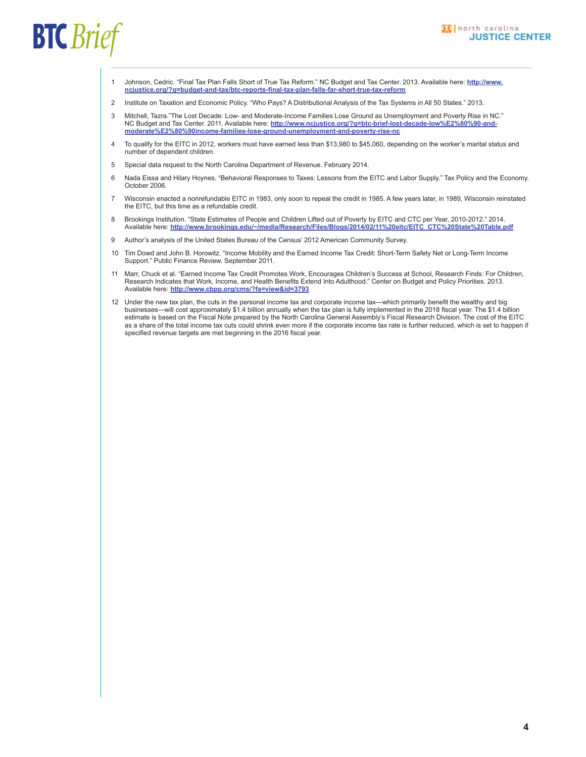1. Johnson, Cedric. "Final Tax Plan Falls Short of True Tax Reform." NC Budget and Tax Center. 2013. Available here: **http://www.ncjustice.org/?q=budget-and-tax/btc-reports-final-tax-plan-falls-far-short-true-tax-reform**
2. Institute on Taxation and Economic Policy. "Who Pays? A Distributional Analysis of the Tax Systems in All 50 States." 2013.
3. Mitchell, Tazra."The Lost Decade: Low- and Moderate-Income Families Lose Ground as Unemployment and Poverty Rise in NC." NC Budget and Tax Center. 2011. Available here: **http://www.ncjustice.org/?q=btc-brief-lost-decade-low%E2%80%90-and-moderate%E2%80%90income-families-lose-ground-unemployment-and-poverty-rise-nc**
4. To qualify for the EITC in 2012, workers must have earned less than $13,980 to $45,060, depending on the worker's marital status and number of dependent children.
5. Special data request to the North Carolina Department of Revenue. February 2014.
6. Nada Eissa and Hilary Hoynes. "Behavioral Responses to Taxes: Lessons from the EITC and Labor Supply." Tax Policy and the Economy. October 2006.
7. Wisconsin enacted a nonrefundable EITC in 1983, only soon to repeal the credit in 1985. A few years later, in 1989, Wisconsin reinstated the EITC, but this time as a refundable credit.
8. Brookings Institution. "State Estimates of People and Children Lifted out of Poverty by EITC and CTC per Year, 2010-2012." 2014. Available here: **http://www.brookings.edu/~/media/Research/Files/Blogs/2014/02/11%20eitc/EITC_CTC%20State%20Table.pdf**
9. Author's analysis of the United States Bureau of the Census' 2012 American Community Survey.
10. Tim Dowd and John B. Horowitz. "Income Mobility and the Earned Income Tax Credit: Short-Term Safety Net or Long-Term Income Support." Public Finance Review. September 2011.
11. Marr, Chuck et al. "Earned Income Tax Credit Promotes Work, Encourages Children's Success at School, Research Finds: For Children, Research Indicates that Work, Income, and Health Benefits Extend Into Adulthood." Center on Budget and Policy Priorities. 2013. Available here: **http://www.cbpp.org/cms/?fa=view&id=3793**
12. Under the new tax plan, the cuts in the personal income tax and corporate income tax—which primarily benefit the wealthy and big businesses—will cost approximately $1.4 billion annually when the tax plan is fully implemented in the 2018 fiscal year. The $1.4 billion estimate is based on the Fiscal Note prepared by the North Carolina General Assembly's Fiscal Research Division. The cost of the EITC as a share of the total income tax cuts could shrink even more if the corporate income tax rate is further reduced, which is set to happen if specified revenue targets are met beginning in the 2016 fiscal year.